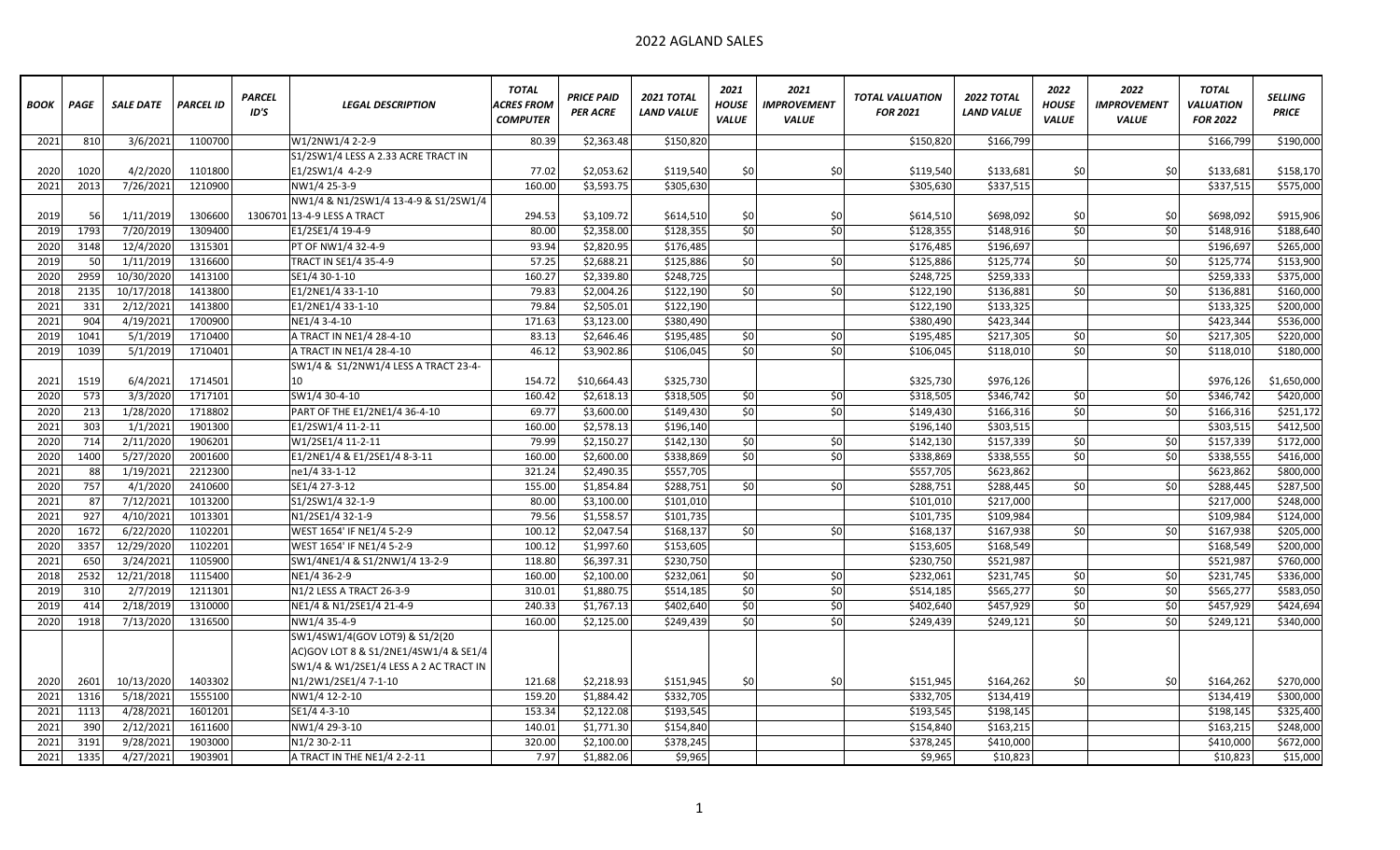# 2022 AGLAND SALES

| BOOK | PAGE | SALE DATE | PARCEL ID | PARCEL ID'S | LEGAL DESCRIPTION | TOTAL ACRES FROM COMPUTER | PRICE PAID PER ACRE | 2021 TOTAL LAND VALUE | 2021 HOUSE VALUE | 2021 IMPROVEMENT VALUE | TOTAL VALUATION FOR 2021 | 2022 TOTAL LAND VALUE | 2022 HOUSE VALUE | 2022 IMPROVEMENT VALUE | TOTAL VALUATION FOR 2022 | SELLING PRICE |
|---|---|---|---|---|---|---|---|---|---|---|---|---|---|---|---|---|
| 2021 | 810 | 3/6/2021 | 1100700 | | W1/2NW1/4 2-2-9 | 80.39 | $2,363.48 | $150,820 | | | $150,820 | $166,799 | | | $166,799 | $190,000 |
| 2020 | 1020 | 4/2/2020 | 1101800 | | S1/2SW1/4 LESS A 2.33 ACRE TRACT IN E1/2SW1/4 4-2-9 | 77.02 | $2,053.62 | $119,540 | $0 | $0 | $119,540 | $133,681 | $0 | $0 | $133,681 | $158,170 |
| 2021 | 2013 | 7/26/2021 | 1210900 | | NW1/4 25-3-9 | 160.00 | $3,593.75 | $305,630 | | | $305,630 | $337,515 | | | $337,515 | $575,000 |
| 2019 | 56 | 1/11/2019 | 1306600 | 1306701 | NW1/4 & N1/2SW1/4 13-4-9 & S1/2SW1/4 13-4-9 LESS A TRACT | 294.53 | $3,109.72 | $614,510 | $0 | $0 | $614,510 | $698,092 | $0 | $0 | $698,092 | $915,906 |
| 2019 | 1793 | 7/20/2019 | 1309400 | | E1/2SE1/4 19-4-9 | 80.00 | $2,358.00 | $128,355 | $0 | $0 | $128,355 | $148,916 | $0 | $0 | $148,916 | $188,640 |
| 2020 | 3148 | 12/4/2020 | 1315301 | | PT OF NW1/4 32-4-9 | 93.94 | $2,820.95 | $176,485 | | | $176,485 | $196,697 | | | $196,697 | $265,000 |
| 2019 | 50 | 1/11/2019 | 1316600 | | TRACT IN SE1/4 35-4-9 | 57.25 | $2,688.21 | $125,886 | $0 | $0 | $125,886 | $125,774 | $0 | $0 | $125,774 | $153,900 |
| 2020 | 2959 | 10/30/2020 | 1413100 | | SE1/4 30-1-10 | 160.27 | $2,339.80 | $248,725 | | | $248,725 | $259,333 | | | $259,333 | $375,000 |
| 2018 | 2135 | 10/17/2018 | 1413800 | | E1/2NE1/4 33-1-10 | 79.83 | $2,004.26 | $122,190 | $0 | $0 | $122,190 | $136,881 | $0 | $0 | $136,881 | $160,000 |
| 2021 | 331 | 2/12/2021 | 1413800 | | E1/2NE1/4 33-1-10 | 79.84 | $2,505.01 | $122,190 | | | $122,190 | $133,325 | | | $133,325 | $200,000 |
| 2021 | 904 | 4/19/2021 | 1700900 | | NE1/4 3-4-10 | 171.63 | $3,123.00 | $380,490 | | | $380,490 | $423,344 | | | $423,344 | $536,000 |
| 2019 | 1041 | 5/1/2019 | 1710400 | | A TRACT IN NE1/4 28-4-10 | 83.13 | $2,646.46 | $195,485 | $0 | $0 | $195,485 | $217,305 | $0 | $0 | $217,305 | $220,000 |
| 2019 | 1039 | 5/1/2019 | 1710401 | | A TRACT IN NE1/4 28-4-10 | 46.12 | $3,902.86 | $106,045 | $0 | $0 | $106,045 | $118,010 | $0 | $0 | $118,010 | $180,000 |
| 2021 | 1519 | 6/4/2021 | 1714501 | | SW1/4 & S1/2NW1/4 LESS A TRACT 23-4-10 | 154.72 | $10,664.43 | $325,730 | | | $325,730 | $976,126 | | | $976,126 | $1,650,000 |
| 2020 | 573 | 3/3/2020 | 1717101 | | SW1/4 30-4-10 | 160.42 | $2,618.13 | $318,505 | $0 | $0 | $318,505 | $346,742 | $0 | $0 | $346,742 | $420,000 |
| 2020 | 213 | 1/28/2020 | 1718802 | | PART OF THE E1/2NE1/4 36-4-10 | 69.77 | $3,600.00 | $149,430 | $0 | $0 | $149,430 | $166,316 | $0 | $0 | $166,316 | $251,172 |
| 2021 | 303 | 1/1/2021 | 1901300 | | E1/2SW1/4 11-2-11 | 160.00 | $2,578.13 | $196,140 | | | $196,140 | $303,515 | | | $303,515 | $412,500 |
| 2020 | 714 | 2/11/2020 | 1906201 | | W1/2SE1/4 11-2-11 | 79.99 | $2,150.27 | $142,130 | $0 | $0 | $142,130 | $157,339 | $0 | $0 | $157,339 | $172,000 |
| 2020 | 1400 | 5/27/2020 | 2001600 | | E1/2NE1/4 & E1/2SE1/4 8-3-11 | 160.00 | $2,600.00 | $338,869 | $0 | $0 | $338,869 | $338,555 | $0 | $0 | $338,555 | $416,000 |
| 2021 | 88 | 1/19/2021 | 2212300 | | ne1/4 33-1-12 | 321.24 | $2,490.35 | $557,705 | | | $557,705 | $623,862 | | | $623,862 | $800,000 |
| 2020 | 757 | 4/1/2020 | 2410600 | | SE1/4 27-3-12 | 155.00 | $1,854.84 | $288,751 | $0 | $0 | $288,751 | $288,445 | $0 | $0 | $288,445 | $287,500 |
| 2021 | 87 | 7/12/2021 | 1013200 | | S1/2SW1/4 32-1-9 | 80.00 | $3,100.00 | $101,010 | | | $101,010 | $217,000 | | | $217,000 | $248,000 |
| 2021 | 927 | 4/10/2021 | 1013301 | | N1/2SE1/4 32-1-9 | 79.56 | $1,558.57 | $101,735 | | | $101,735 | $109,984 | | | $109,984 | $124,000 |
| 2020 | 1672 | 6/22/2020 | 1102201 | | WEST 1654' IF NE1/4 5-2-9 | 100.12 | $2,047.54 | $168,137 | $0 | $0 | $168,137 | $167,938 | $0 | $0 | $167,938 | $205,000 |
| 2020 | 3357 | 12/29/2020 | 1102201 | | WEST 1654' IF NE1/4 5-2-9 | 100.12 | $1,997.60 | $153,605 | | | $153,605 | $168,549 | | | $168,549 | $200,000 |
| 2021 | 650 | 3/24/2021 | 1105900 | | SW1/4NE1/4 & S1/2NW1/4 13-2-9 | 118.80 | $6,397.31 | $230,750 | | | $230,750 | $521,987 | | | $521,987 | $760,000 |
| 2018 | 2532 | 12/21/2018 | 1115400 | | NE1/4 36-2-9 | 160.00 | $2,100.00 | $232,061 | $0 | $0 | $232,061 | $231,745 | $0 | $0 | $231,745 | $336,000 |
| 2019 | 310 | 2/7/2019 | 1211301 | | N1/2 LESS A TRACT 26-3-9 | 310.01 | $1,880.75 | $514,185 | $0 | $0 | $514,185 | $565,277 | $0 | $0 | $565,277 | $583,050 |
| 2019 | 414 | 2/18/2019 | 1310000 | | NE1/4 & N1/2SE1/4 21-4-9 | 240.33 | $1,767.13 | $402,640 | $0 | $0 | $402,640 | $457,929 | $0 | $0 | $457,929 | $424,694 |
| 2020 | 1918 | 7/13/2020 | 1316500 | | NW1/4 35-4-9 | 160.00 | $2,125.00 | $249,439 | $0 | $0 | $249,439 | $249,121 | $0 | $0 | $249,121 | $340,000 |
| 2020 | 2601 | 10/13/2020 | 1403302 | | SW1/4SW1/4(GOV LOT9) & S1/2(20 AC)GOV LOT 8 & S1/2NE1/4SW1/4 & SE1/4 SW1/4 & W1/2SE1/4 LESS A 2 AC TRACT IN N1/2W1/2SE1/4 7-1-10 | 121.68 | $2,218.93 | $151,945 | $0 | $0 | $151,945 | $164,262 | $0 | $0 | $164,262 | $270,000 |
| 2021 | 1316 | 5/18/2021 | 1555100 | | NW1/4 12-2-10 | 159.20 | $1,884.42 | $332,705 | | | $332,705 | $134,419 | | | $134,419 | $300,000 |
| 2021 | 1113 | 4/28/2021 | 1601201 | | SE1/4 4-3-10 | 153.34 | $2,122.08 | $193,545 | | | $193,545 | $198,145 | | | $198,145 | $325,400 |
| 2021 | 390 | 2/12/2021 | 1611600 | | NW1/4 29-3-10 | 140.01 | $1,771.30 | $154,840 | | | $154,840 | $163,215 | | | $163,215 | $248,000 |
| 2021 | 3191 | 9/28/2021 | 1903000 | | N1/2 30-2-11 | 320.00 | $2,100.00 | $378,245 | | | $378,245 | $410,000 | | | $410,000 | $672,000 |
| 2021 | 1335 | 4/27/2021 | 1903901 | | A TRACT IN THE NE1/4 2-2-11 | 7.97 | $1,882.06 | $9,965 | | | $9,965 | $10,823 | | | $10,823 | $15,000 |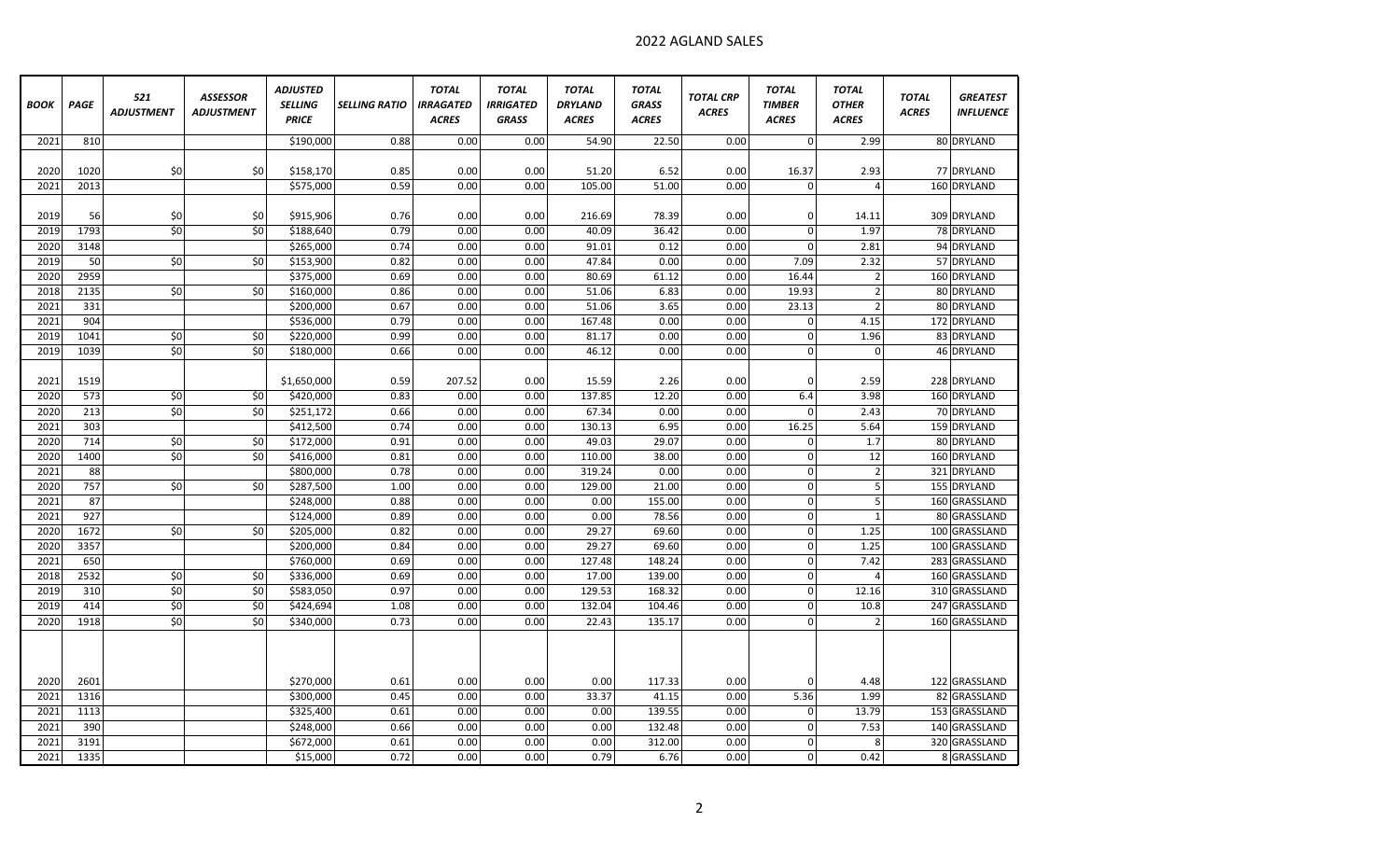# 2022 AGLAND SALES

| BOOK | PAGE | 521 ADJUSTMENT | ASSESSOR ADJUSTMENT | ADJUSTED SELLING PRICE | SELLING RATIO | TOTAL IRRAGATED ACRES | TOTAL IRRIGATED GRASS | TOTAL DRYLAND ACRES | TOTAL GRASS ACRES | TOTAL CRP ACRES | TOTAL TIMBER ACRES | TOTAL OTHER ACRES | TOTAL ACRES | GREATEST INFLUENCE |
|---|---|---|---|---|---|---|---|---|---|---|---|---|---|---|
| 2021 | 810 | | | $190,000 | 0.88 | 0.00 | 0.00 | 54.90 | 22.50 | 0.00 | 0 | 2.99 | 80 | DRYLAND |
| 2020 | 1020 | $0 | $0 | $158,170 | 0.85 | 0.00 | 0.00 | 51.20 | 6.52 | 0.00 | 16.37 | 2.93 | 77 | DRYLAND |
| 2021 | 2013 | | | $575,000 | 0.59 | 0.00 | 0.00 | 105.00 | 51.00 | 0.00 | 0 | 4 | 160 | DRYLAND |
| 2019 | 56 | $0 | $0 | $915,906 | 0.76 | 0.00 | 0.00 | 216.69 | 78.39 | 0.00 | 0 | 14.11 | 309 | DRYLAND |
| 2019 | 1793 | $0 | $0 | $188,640 | 0.79 | 0.00 | 0.00 | 40.09 | 36.42 | 0.00 | 0 | 1.97 | 78 | DRYLAND |
| 2020 | 3148 | | | $265,000 | 0.74 | 0.00 | 0.00 | 91.01 | 0.12 | 0.00 | 0 | 2.81 | 94 | DRYLAND |
| 2019 | 50 | $0 | $0 | $153,900 | 0.82 | 0.00 | 0.00 | 47.84 | 0.00 | 0.00 | 7.09 | 2.32 | 57 | DRYLAND |
| 2020 | 2959 | | | $375,000 | 0.69 | 0.00 | 0.00 | 80.69 | 61.12 | 0.00 | 16.44 | 2 | 160 | DRYLAND |
| 2018 | 2135 | $0 | $0 | $160,000 | 0.86 | 0.00 | 0.00 | 51.06 | 6.83 | 0.00 | 19.93 | 2 | 80 | DRYLAND |
| 2021 | 331 | | | $200,000 | 0.67 | 0.00 | 0.00 | 51.06 | 3.65 | 0.00 | 23.13 | 2 | 80 | DRYLAND |
| 2021 | 904 | | | $536,000 | 0.79 | 0.00 | 0.00 | 167.48 | 0.00 | 0.00 | 0 | 4.15 | 172 | DRYLAND |
| 2019 | 1041 | $0 | $0 | $220,000 | 0.99 | 0.00 | 0.00 | 81.17 | 0.00 | 0.00 | 0 | 1.96 | 83 | DRYLAND |
| 2019 | 1039 | $0 | $0 | $180,000 | 0.66 | 0.00 | 0.00 | 46.12 | 0.00 | 0.00 | 0 | 0 | 46 | DRYLAND |
| 2021 | 1519 | | | $1,650,000 | 0.59 | 207.52 | 0.00 | 15.59 | 2.26 | 0.00 | 0 | 2.59 | 228 | DRYLAND |
| 2020 | 573 | $0 | $0 | $420,000 | 0.83 | 0.00 | 0.00 | 137.85 | 12.20 | 0.00 | 6.4 | 3.98 | 160 | DRYLAND |
| 2020 | 213 | $0 | $0 | $251,172 | 0.66 | 0.00 | 0.00 | 67.34 | 0.00 | 0.00 | 0 | 2.43 | 70 | DRYLAND |
| 2021 | 303 | | | $412,500 | 0.74 | 0.00 | 0.00 | 130.13 | 6.95 | 0.00 | 16.25 | 5.64 | 159 | DRYLAND |
| 2020 | 714 | $0 | $0 | $172,000 | 0.91 | 0.00 | 0.00 | 49.03 | 29.07 | 0.00 | 0 | 1.7 | 80 | DRYLAND |
| 2020 | 1400 | $0 | $0 | $416,000 | 0.81 | 0.00 | 0.00 | 110.00 | 38.00 | 0.00 | 0 | 12 | 160 | DRYLAND |
| 2021 | 88 | | | $800,000 | 0.78 | 0.00 | 0.00 | 319.24 | 0.00 | 0.00 | 0 | 2 | 321 | DRYLAND |
| 2020 | 757 | $0 | $0 | $287,500 | 1.00 | 0.00 | 0.00 | 129.00 | 21.00 | 0.00 | 0 | 5 | 155 | DRYLAND |
| 2021 | 87 | | | $248,000 | 0.88 | 0.00 | 0.00 | 0.00 | 155.00 | 0.00 | 0 | 5 | 160 | GRASSLAND |
| 2021 | 927 | | | $124,000 | 0.89 | 0.00 | 0.00 | 0.00 | 78.56 | 0.00 | 0 | 1 | 80 | GRASSLAND |
| 2020 | 1672 | $0 | $0 | $205,000 | 0.82 | 0.00 | 0.00 | 29.27 | 69.60 | 0.00 | 0 | 1.25 | 100 | GRASSLAND |
| 2020 | 3357 | | | $200,000 | 0.84 | 0.00 | 0.00 | 29.27 | 69.60 | 0.00 | 0 | 1.25 | 100 | GRASSLAND |
| 2021 | 650 | | | $760,000 | 0.69 | 0.00 | 0.00 | 127.48 | 148.24 | 0.00 | 0 | 7.42 | 283 | GRASSLAND |
| 2018 | 2532 | $0 | $0 | $336,000 | 0.69 | 0.00 | 0.00 | 17.00 | 139.00 | 0.00 | 0 | 4 | 160 | GRASSLAND |
| 2019 | 310 | $0 | $0 | $583,050 | 0.97 | 0.00 | 0.00 | 129.53 | 168.32 | 0.00 | 0 | 12.16 | 310 | GRASSLAND |
| 2019 | 414 | $0 | $0 | $424,694 | 1.08 | 0.00 | 0.00 | 132.04 | 104.46 | 0.00 | 0 | 10.8 | 247 | GRASSLAND |
| 2020 | 1918 | $0 | $0 | $340,000 | 0.73 | 0.00 | 0.00 | 22.43 | 135.17 | 0.00 | 0 | 2 | 160 | GRASSLAND |
| 2020 | 2601 | | | $270,000 | 0.61 | 0.00 | 0.00 | 0.00 | 117.33 | 0.00 | 0 | 4.48 | 122 | GRASSLAND |
| 2021 | 1316 | | | $300,000 | 0.45 | 0.00 | 0.00 | 33.37 | 41.15 | 0.00 | 5.36 | 1.99 | 82 | GRASSLAND |
| 2021 | 1113 | | | $325,400 | 0.61 | 0.00 | 0.00 | 0.00 | 139.55 | 0.00 | 0 | 13.79 | 153 | GRASSLAND |
| 2021 | 390 | | | $248,000 | 0.66 | 0.00 | 0.00 | 0.00 | 132.48 | 0.00 | 0 | 7.53 | 140 | GRASSLAND |
| 2021 | 3191 | | | $672,000 | 0.61 | 0.00 | 0.00 | 0.00 | 312.00 | 0.00 | 0 | 8 | 320 | GRASSLAND |
| 2021 | 1335 | | | $15,000 | 0.72 | 0.00 | 0.00 | 0.79 | 6.76 | 0.00 | 0 | 0.42 | 8 | GRASSLAND |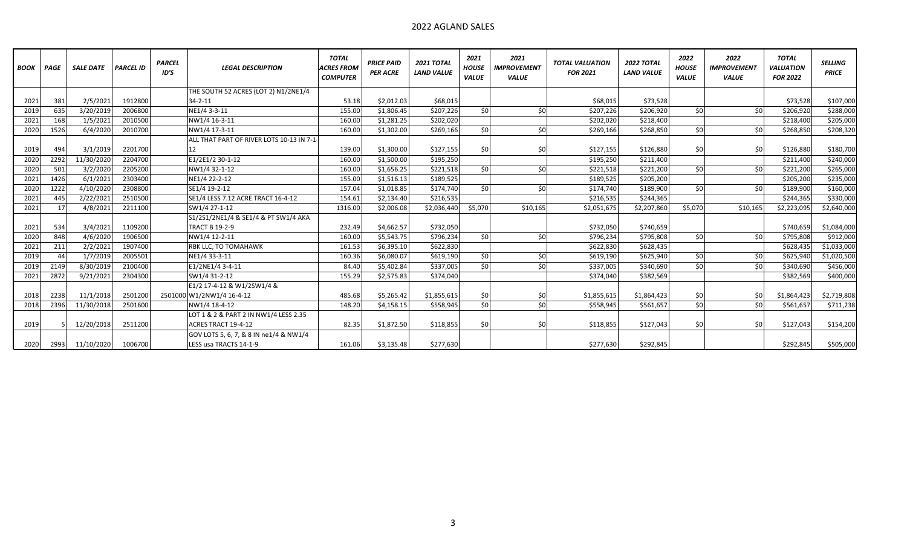# 2022 AGLAND SALES

| BOOK | PAGE | SALE DATE | PARCEL ID | PARCEL ID'S | LEGAL DESCRIPTION | TOTAL ACRES FROM COMPUTER | PRICE PAID PER ACRE | 2021 TOTAL LAND VALUE | 2021 HOUSE VALUE | 2021 IMPROVEMENT VALUE | TOTAL VALUATION FOR 2021 | 2022 TOTAL LAND VALUE | 2022 HOUSE VALUE | 2022 IMPROVEMENT VALUE | TOTAL VALUATION FOR 2022 | SELLING PRICE |
|---|---|---|---|---|---|---|---|---|---|---|---|---|---|---|---|---|
| 2021 | 381 | 2/5/2021 | 1912800 | | THE SOUTH 52 ACRES (LOT 2) N1/2NE1/4 34-2-11 | 53.18 | $2,012.03 | $68,015 | | | $68,015 | $73,528 | | | $73,528 | $107,000 |
| 2019 | 635 | 3/20/2019 | 2006800 | | NE1/4 3-3-11 | 155.00 | $1,806.45 | $207,226 | $0 | $0 | $207,226 | $206,920 | $0 | $0 | $206,920 | $288,000 |
| 2021 | 168 | 1/5/2021 | 2010500 | | NW1/4 16-3-11 | 160.00 | $1,281.25 | $202,020 | | | $202,020 | $218,400 | | | $218,400 | $205,000 |
| 2020 | 1526 | 6/4/2020 | 2010700 | | NW1/4 17-3-11 | 160.00 | $1,302.00 | $269,166 | $0 | $0 | $269,166 | $268,850 | $0 | $0 | $268,850 | $208,320 |
| 2019 | 494 | 3/1/2019 | 2201700 | | ALL THAT PART OF RIVER LOTS 10-13 IN 7-1-12 | 139.00 | $1,300.00 | $127,155 | $0 | $0 | $127,155 | $126,880 | $0 | $0 | $126,880 | $180,700 |
| 2020 | 2292 | 11/30/2020 | 2204700 | | E1/2E1/2 30-1-12 | 160.00 | $1,500.00 | $195,250 | | | $195,250 | $211,400 | | | $211,400 | $240,000 |
| 2020 | 501 | 3/2/2020 | 2205200 | | NW1/4 32-1-12 | 160.00 | $1,656.25 | $221,518 | $0 | $0 | $221,518 | $221,200 | $0 | $0 | $221,200 | $265,000 |
| 2021 | 1426 | 6/1/2021 | 2303400 | | NE1/4 22-2-12 | 155.00 | $1,516.13 | $189,525 | | | $189,525 | $205,200 | | | $205,200 | $235,000 |
| 2020 | 1222 | 4/10/2020 | 2308800 | | SE1/4 19-2-12 | 157.04 | $1,018.85 | $174,740 | $0 | $0 | $174,740 | $189,900 | $0 | $0 | $189,900 | $160,000 |
| 2021 | 445 | 2/22/2021 | 2510500 | | SE1/4 LESS 7.12 ACRE TRACT 16-4-12 | 154.61 | $2,134.40 | $216,535 | | | $216,535 | $244,365 | | | $244,365 | $330,000 |
| 2021 | 17 | 4/8/2021 | 2211100 | | SW1/4 27-1-12 | 1316.00 | $2,006.08 | $2,036,440 | $5,070 | $10,165 | $2,051,675 | $2,207,860 | $5,070 | $10,165 | $2,223,095 | $2,640,000 |
| 2021 | 534 | 3/4/2021 | 1109200 | | S1/2S1/2NE1/4 & SE1/4 & PT SW1/4 AKA TRACT B 19-2-9 | 232.49 | $4,662.57 | $732,050 | | | $732,050 | $740,659 | | | $740,659 | $1,084,000 |
| 2020 | 848 | 4/6/2020 | 1906500 | | NW1/4 12-2-11 | 160.00 | $5,543.75 | $796,234 | $0 | $0 | $796,234 | $795,808 | $0 | $0 | $795,808 | $912,000 |
| 2021 | 211 | 2/2/2021 | 1907400 | | RBK LLC, TO TOMAHAWK | 161.53 | $6,395.10 | $622,830 | | | $622,830 | $628,435 | | | $628,435 | $1,033,000 |
| 2019 | 44 | 1/7/2019 | 2005501 | | NE1/4 33-3-11 | 160.36 | $6,080.07 | $619,190 | $0 | $0 | $619,190 | $625,940 | $0 | $0 | $625,940 | $1,020,500 |
| 2019 | 2149 | 8/30/2019 | 2100400 | | E1/2NE1/4 3-4-11 | 84.40 | $5,402.84 | $337,005 | $0 | $0 | $337,005 | $340,690 | $0 | $0 | $340,690 | $456,000 |
| 2021 | 2872 | 9/21/2021 | 2304300 | | SW1/4 31-2-12 | 155.29 | $2,575.83 | $374,040 | | | $374,040 | $382,569 | | | $382,569 | $400,000 |
| 2018 | 2238 | 11/1/2018 | 2501200 | 2501000 | E1/2 17-4-12 & W1/2SW1/4 & W1/2NW1/4 16-4-12 | 485.68 | $5,265.42 | $1,855,615 | $0 | $0 | $1,855,615 | $1,864,423 | $0 | $0 | $1,864,423 | $2,719,808 |
| 2018 | 2396 | 11/30/2018 | 2501600 | | NW1/4 18-4-12 | 148.20 | $4,158.15 | $558,945 | $0 | $0 | $558,945 | $561,657 | $0 | $0 | $561,657 | $711,238 |
| 2019 | 5 | 12/20/2018 | 2511200 | | LOT 1 & 2 & PART 2 IN NW1/4 LESS 2.35 ACRES TRACT 19-4-12 | 82.35 | $1,872.50 | $118,855 | $0 | $0 | $118,855 | $127,043 | $0 | $0 | $127,043 | $154,200 |
| 2020 | 2993 | 11/10/2020 | 1006700 | | GOV LOTS 5, 6, 7, & 8 IN ne1/4 & NW1/4 LESS usa TRACTS 14-1-9 | 161.06 | $3,135.48 | $277,630 | | | $277,630 | $292,845 | | | $292,845 | $505,000 |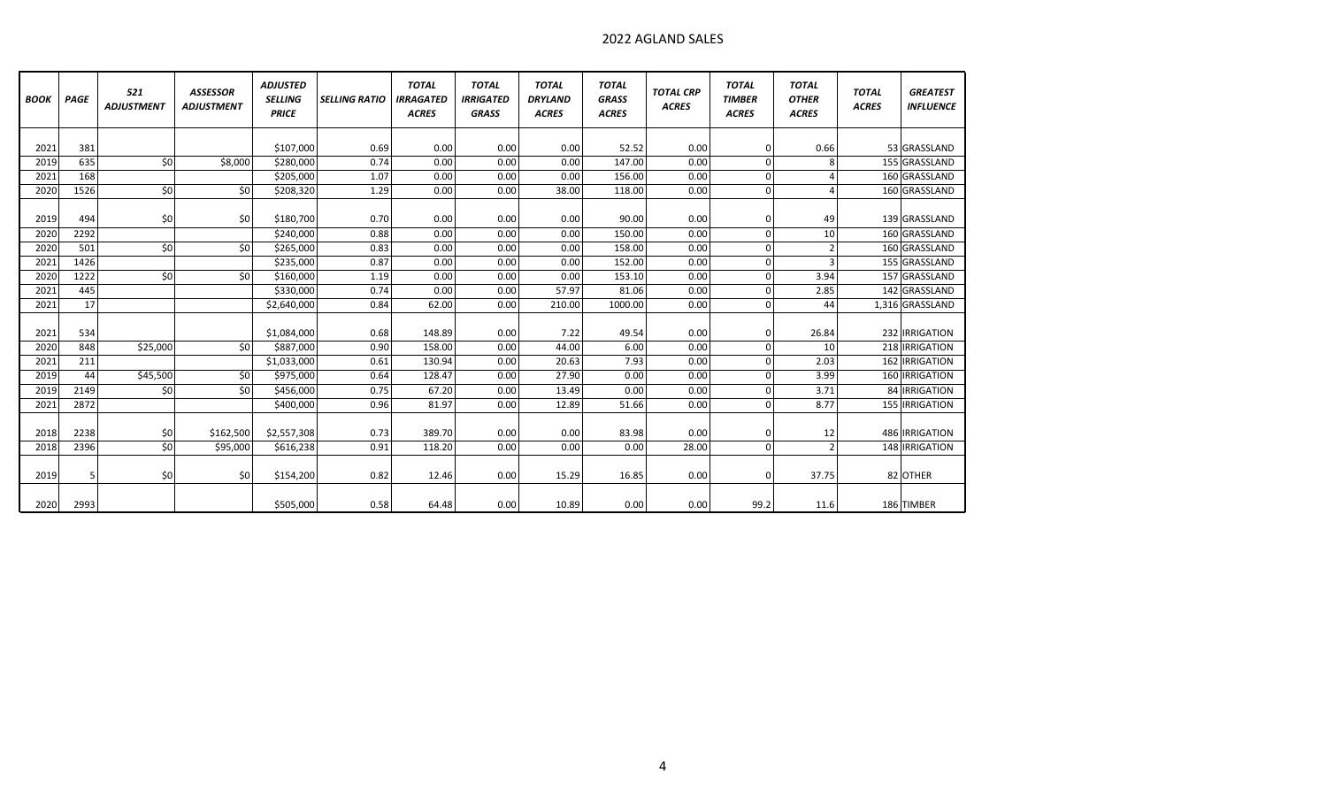# 2022 AGLAND SALES

| BOOK | PAGE | 521 ADJUSTMENT | ASSESSOR ADJUSTMENT | ADJUSTED SELLING PRICE | SELLING RATIO | TOTAL IRRAGATED ACRES | TOTAL IRRIGATED GRASS | TOTAL DRYLAND ACRES | TOTAL GRASS ACRES | TOTAL CRP ACRES | TOTAL TIMBER ACRES | TOTAL OTHER ACRES | TOTAL ACRES | GREATEST INFLUENCE |
|---|---|---|---|---|---|---|---|---|---|---|---|---|---|---|
| 2021 | 381 | | | $107,000 | 0.69 | 0.00 | 0.00 | 0.00 | 52.52 | 0.00 | 0 | 0.66 | 53 | GRASSLAND |
| 2019 | 635 | $0 | $8,000 | $280,000 | 0.74 | 0.00 | 0.00 | 0.00 | 147.00 | 0.00 | 0 | 8 | 155 | GRASSLAND |
| 2021 | 168 | | | $205,000 | 1.07 | 0.00 | 0.00 | 0.00 | 156.00 | 0.00 | 0 | 4 | 160 | GRASSLAND |
| 2020 | 1526 | $0 | $0 | $208,320 | 1.29 | 0.00 | 0.00 | 38.00 | 118.00 | 0.00 | 0 | 4 | 160 | GRASSLAND |
| 2019 | 494 | $0 | $0 | $180,700 | 0.70 | 0.00 | 0.00 | 0.00 | 90.00 | 0.00 | 0 | 49 | 139 | GRASSLAND |
| 2020 | 2292 | | | $240,000 | 0.88 | 0.00 | 0.00 | 0.00 | 150.00 | 0.00 | 0 | 10 | 160 | GRASSLAND |
| 2020 | 501 | $0 | $0 | $265,000 | 0.83 | 0.00 | 0.00 | 0.00 | 158.00 | 0.00 | 0 | 2 | 160 | GRASSLAND |
| 2021 | 1426 | | | $235,000 | 0.87 | 0.00 | 0.00 | 0.00 | 152.00 | 0.00 | 0 | 3 | 155 | GRASSLAND |
| 2020 | 1222 | $0 | $0 | $160,000 | 1.19 | 0.00 | 0.00 | 0.00 | 153.10 | 0.00 | 0 | 3.94 | 157 | GRASSLAND |
| 2021 | 445 | | | $330,000 | 0.74 | 0.00 | 0.00 | 57.97 | 81.06 | 0.00 | 0 | 2.85 | 142 | GRASSLAND |
| 2021 | 17 | | | $2,640,000 | 0.84 | 62.00 | 0.00 | 210.00 | 1000.00 | 0.00 | 0 | 44 | 1,316 | GRASSLAND |
| 2021 | 534 | | | $1,084,000 | 0.68 | 148.89 | 0.00 | 7.22 | 49.54 | 0.00 | 0 | 26.84 | 232 | IRRIGATION |
| 2020 | 848 | $25,000 | $0 | $887,000 | 0.90 | 158.00 | 0.00 | 44.00 | 6.00 | 0.00 | 0 | 10 | 218 | IRRIGATION |
| 2021 | 211 | | | $1,033,000 | 0.61 | 130.94 | 0.00 | 20.63 | 7.93 | 0.00 | 0 | 2.03 | 162 | IRRIGATION |
| 2019 | 44 | $45,500 | $0 | $975,000 | 0.64 | 128.47 | 0.00 | 27.90 | 0.00 | 0.00 | 0 | 3.99 | 160 | IRRIGATION |
| 2019 | 2149 | $0 | $0 | $456,000 | 0.75 | 67.20 | 0.00 | 13.49 | 0.00 | 0.00 | 0 | 3.71 | 84 | IRRIGATION |
| 2021 | 2872 | | | $400,000 | 0.96 | 81.97 | 0.00 | 12.89 | 51.66 | 0.00 | 0 | 8.77 | 155 | IRRIGATION |
| 2018 | 2238 | $0 | $162,500 | $2,557,308 | 0.73 | 389.70 | 0.00 | 0.00 | 83.98 | 0.00 | 0 | 12 | 486 | IRRIGATION |
| 2018 | 2396 | $0 | $95,000 | $616,238 | 0.91 | 118.20 | 0.00 | 0.00 | 0.00 | 28.00 | 0 | 2 | 148 | IRRIGATION |
| 2019 | 5 | $0 | $0 | $154,200 | 0.82 | 12.46 | 0.00 | 15.29 | 16.85 | 0.00 | 0 | 37.75 | 82 | OTHER |
| 2020 | 2993 | | | $505,000 | 0.58 | 64.48 | 0.00 | 10.89 | 0.00 | 0.00 | 99.2 | 11.6 | 186 | TIMBER |